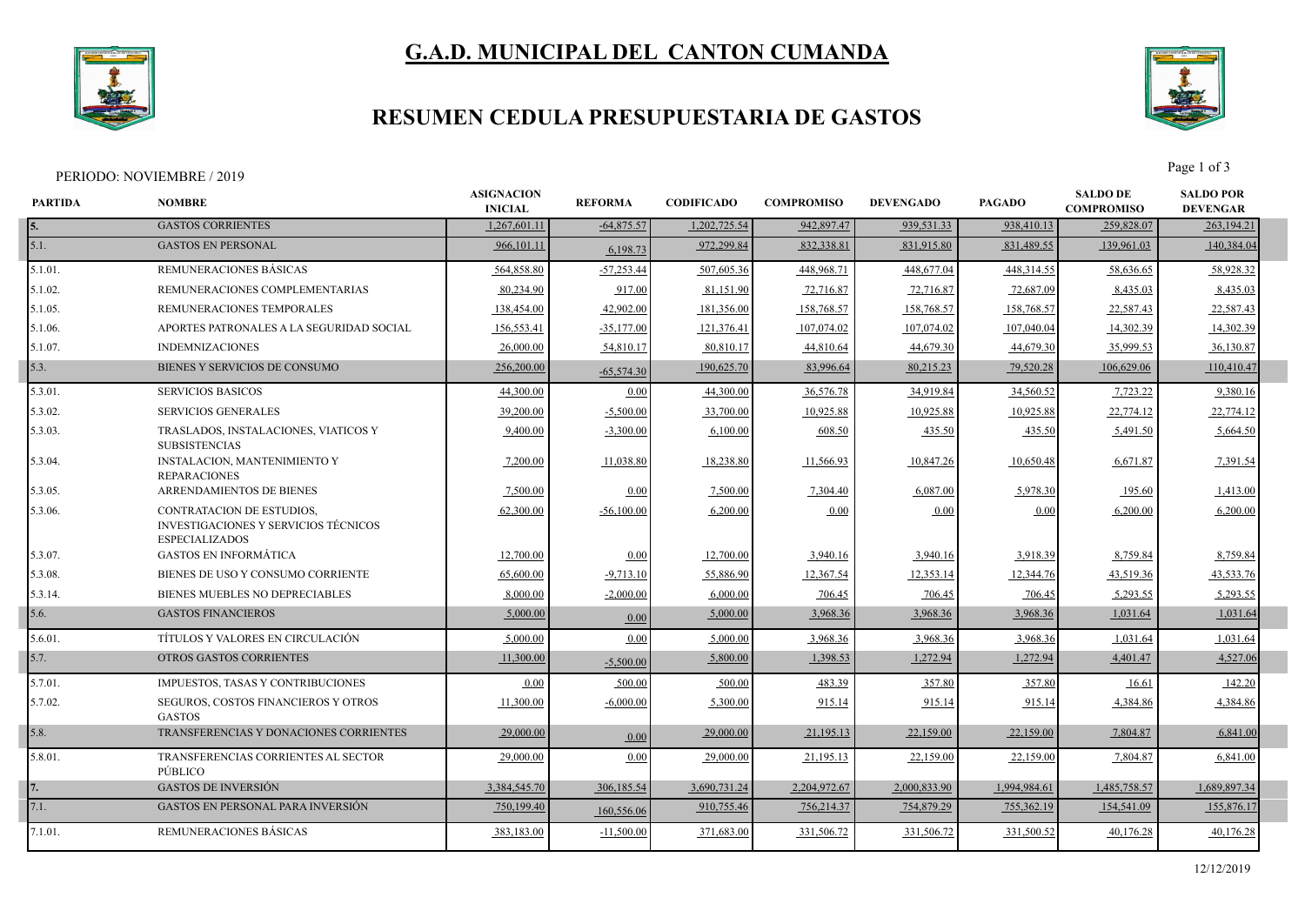# G.A.D. MUNICIPAL DEL CANTON CUMANDA

## RESUMEN CEDULA PRESUPUESTARIA DE GASTOS

PERIODO: NOVIEMBRE / 2019

| PARTIDA | NOMBRE | ASIGNACION INICIAL | REFORMA | CODIFICADO | COMPROMISO | DEVENGADO | PAGADO | SALDO DE COMPROMISO | SALDO POR DEVENGAR |
|---|---|---|---|---|---|---|---|---|---|
| 5. | GASTOS CORRIENTES | 1,267,601.11 | -64,875.57 | 1,202,725.54 | 942,897.47 | 939,531.33 | 938,410.13 | 259,828.07 | 263,194.21 |
| 5.1. | GASTOS EN PERSONAL | 966,101.11 | 6,198.73 | 972,299.84 | 832,338.81 | 831,915.80 | 831,489.55 | 139,961.03 | 140,384.04 |
| 5.1.01. | REMUNERACIONES BÁSICAS | 564,858.80 | -57,253.44 | 507,605.36 | 448,968.71 | 448,677.04 | 448,314.55 | 58,636.65 | 58,928.32 |
| 5.1.02. | REMUNERACIONES COMPLEMENTARIAS | 80,234.90 | 917.00 | 81,151.90 | 72,716.87 | 72,716.87 | 72,687.09 | 8,435.03 | 8,435.03 |
| 5.1.05. | REMUNERACIONES TEMPORALES | 138,454.00 | 42,902.00 | 181,356.00 | 158,768.57 | 158,768.57 | 158,768.57 | 22,587.43 | 22,587.43 |
| 5.1.06. | APORTES PATRONALES A LA SEGURIDAD SOCIAL | 156,553.41 | -35,177.00 | 121,376.41 | 107,074.02 | 107,074.02 | 107,040.04 | 14,302.39 | 14,302.39 |
| 5.1.07. | INDEMNIZACIONES | 26,000.00 | 54,810.17 | 80,810.17 | 44,810.64 | 44,679.30 | 44,679.30 | 35,999.53 | 36,130.87 |
| 5.3. | BIENES Y SERVICIOS DE CONSUMO | 256,200.00 | -65,574.30 | 190,625.70 | 83,996.64 | 80,215.23 | 79,520.28 | 106,629.06 | 110,410.47 |
| 5.3.01. | SERVICIOS BASICOS | 44,300.00 | 0.00 | 44,300.00 | 36,576.78 | 34,919.84 | 34,560.52 | 7,723.22 | 9,380.16 |
| 5.3.02. | SERVICIOS GENERALES | 39,200.00 | -5,500.00 | 33,700.00 | 10,925.88 | 10,925.88 | 10,925.88 | 22,774.12 | 22,774.12 |
| 5.3.03. | TRASLADOS, INSTALACIONES, VIATICOS Y SUBSISTENCIAS | 9,400.00 | -3,300.00 | 6,100.00 | 608.50 | 435.50 | 435.50 | 5,491.50 | 5,664.50 |
| 5.3.04. | INSTALACION, MANTENIMIENTO Y REPARACIONES | 7,200.00 | 11,038.80 | 18,238.80 | 11,566.93 | 10,847.26 | 10,650.48 | 6,671.87 | 7,391.54 |
| 5.3.05. | ARRENDAMIENTOS DE BIENES | 7,500.00 | 0.00 | 7,500.00 | 7,304.40 | 6,087.00 | 5,978.30 | 195.60 | 1,413.00 |
| 5.3.06. | CONTRATACION DE ESTUDIOS, INVESTIGACIONES Y SERVICIOS TÉCNICOS ESPECIALIZADOS | 62,300.00 | -56,100.00 | 6,200.00 | 0.00 | 0.00 | 0.00 | 6,200.00 | 6,200.00 |
| 5.3.07. | GASTOS EN INFORMÁTICA | 12,700.00 | 0.00 | 12,700.00 | 3,940.16 | 3,940.16 | 3,918.39 | 8,759.84 | 8,759.84 |
| 5.3.08. | BIENES DE USO Y CONSUMO CORRIENTE | 65,600.00 | -9,713.10 | 55,886.90 | 12,367.54 | 12,353.14 | 12,344.76 | 43,519.36 | 43,533.76 |
| 5.3.14. | BIENES MUEBLES NO DEPRECIABLES | 8,000.00 | -2,000.00 | 6,000.00 | 706.45 | 706.45 | 706.45 | 5,293.55 | 5,293.55 |
| 5.6. | GASTOS FINANCIEROS | 5,000.00 | 0.00 | 5,000.00 | 3,968.36 | 3,968.36 | 3,968.36 | 1,031.64 | 1,031.64 |
| 5.6.01. | TÍTULOS Y VALORES EN CIRCULACIÓN | 5,000.00 | 0.00 | 5,000.00 | 3,968.36 | 3,968.36 | 3,968.36 | 1,031.64 | 1,031.64 |
| 5.7. | OTROS GASTOS CORRIENTES | 11,300.00 | -5,500.00 | 5,800.00 | 1,398.53 | 1,272.94 | 1,272.94 | 4,401.47 | 4,527.06 |
| 5.7.01. | IMPUESTOS, TASAS Y CONTRIBUCIONES | 0.00 | 500.00 | 500.00 | 483.39 | 357.80 | 357.80 | 16.61 | 142.20 |
| 5.7.02. | SEGUROS, COSTOS FINANCIEROS Y OTROS GASTOS | 11,300.00 | -6,000.00 | 5,300.00 | 915.14 | 915.14 | 915.14 | 4,384.86 | 4,384.86 |
| 5.8. | TRANSFERENCIAS Y DONACIONES CORRIENTES | 29,000.00 | 0.00 | 29,000.00 | 21,195.13 | 22,159.00 | 22,159.00 | 7,804.87 | 6,841.00 |
| 5.8.01. | TRANSFERENCIAS CORRIENTES AL SECTOR PÚBLICO | 29,000.00 | 0.00 | 29,000.00 | 21,195.13 | 22,159.00 | 22,159.00 | 7,804.87 | 6,841.00 |
| 7. | GASTOS DE INVERSIÓN | 3,384,545.70 | 306,185.54 | 3,690,731.24 | 2,204,972.67 | 2,000,833.90 | 1,994,984.61 | 1,485,758.57 | 1,689,897.34 |
| 7.1. | GASTOS EN PERSONAL PARA INVERSIÓN | 750,199.40 | 160,556.06 | 910,755.46 | 756,214.37 | 754,879.29 | 755,362.19 | 154,541.09 | 155,876.17 |
| 7.1.01. | REMUNERACIONES BÁSICAS | 383,183.00 | -11,500.00 | 371,683.00 | 331,506.72 | 331,506.72 | 331,500.52 | 40,176.28 | 40,176.28 |

12/12/2019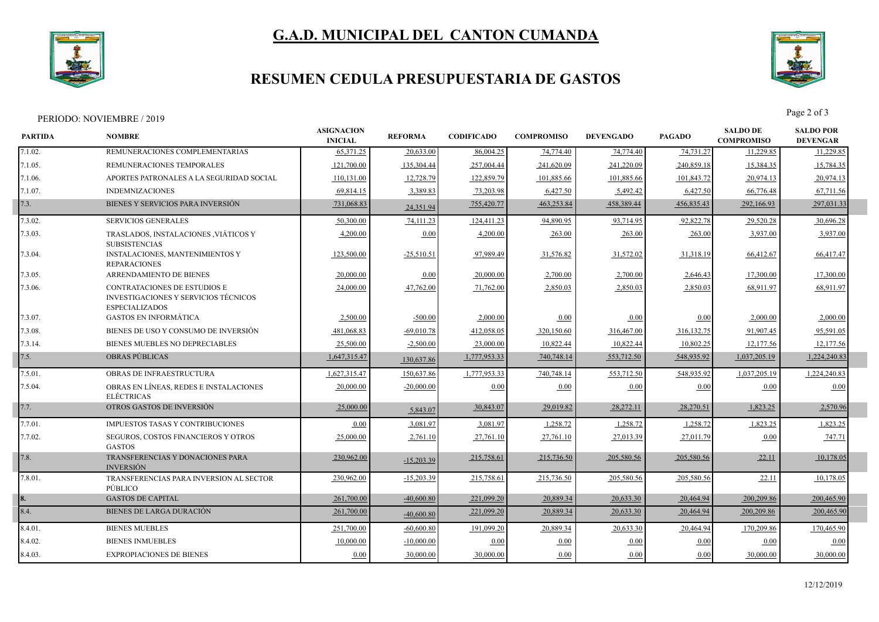# G.A.D. MUNICIPAL DEL CANTON CUMANDA

## RESUMEN CEDULA PRESUPUESTARIA DE GASTOS

PERIODO: NOVIEMBRE / 2019

| PARTIDA | NOMBRE | ASIGNACION INICIAL | REFORMA | CODIFICADO | COMPROMISO | DEVENGADO | PAGADO | SALDO DE COMPROMISO | SALDO POR DEVENGAR |
|---|---|---|---|---|---|---|---|---|---|
| 7.1.02. | REMUNERACIONES COMPLEMENTARIAS | 65,371.25 | 20,633.00 | 86,004.25 | 74,774.40 | 74,774.40 | 74,731.27 | 11,229.85 | 11,229.85 |
| 7.1.05. | REMUNERACIONES TEMPORALES | 121,700.00 | 135,304.44 | 257,004.44 | 241,620.09 | 241,220.09 | 240,859.18 | 15,384.35 | 15,784.35 |
| 7.1.06. | APORTES PATRONALES A LA SEGURIDAD SOCIAL | 110,131.00 | 12,728.79 | 122,859.79 | 101,885.66 | 101,885.66 | 101,843.72 | 20,974.13 | 20,974.13 |
| 7.1.07. | INDEMNIZACIONES | 69,814.15 | 3,389.83 | 73,203.98 | 6,427.50 | 5,492.42 | 6,427.50 | 66,776.48 | 67,711.56 |
| 7.3. | BIENES Y SERVICIOS PARA INVERSIÓN | 731,068.83 | 24,351.94 | 755,420.77 | 463,253.84 | 458,389.44 | 456,835.43 | 292,166.93 | 297,031.33 |
| 7.3.02. | SERVICIOS GENERALES | 50,300.00 | 74,111.23 | 124,411.23 | 94,890.95 | 93,714.95 | 92,822.78 | 29,520.28 | 30,696.28 |
| 7.3.03. | TRASLADOS, INSTALACIONES ,VIÁTICOS Y SUBSISTENCIAS | 4,200.00 | 0.00 | 4,200.00 | 263.00 | 263.00 | 263.00 | 3,937.00 | 3,937.00 |
| 7.3.04. | INSTALACIONES, MANTENIMIENTOS Y REPARACIONES | 123,500.00 | -25,510.51 | 97,989.49 | 31,576.82 | 31,572.02 | 31,318.19 | 66,412.67 | 66,417.47 |
| 7.3.05. | ARRENDAMIENTO DE BIENES | 20,000.00 | 0.00 | 20,000.00 | 2,700.00 | 2,700.00 | 2,646.43 | 17,300.00 | 17,300.00 |
| 7.3.06. | CONTRATACIONES DE ESTUDIOS E INVESTIGACIONES Y SERVICIOS TÉCNICOS ESPECIALIZADOS | 24,000.00 | 47,762.00 | 71,762.00 | 2,850.03 | 2,850.03 | 2,850.03 | 68,911.97 | 68,911.97 |
| 7.3.07. | GASTOS EN INFORMÁTICA | 2,500.00 | -500.00 | 2,000.00 | 0.00 | 0.00 | 0.00 | 2,000.00 | 2,000.00 |
| 7.3.08. | BIENES DE USO Y CONSUMO DE INVERSIÓN | 481,068.83 | -69,010.78 | 412,058.05 | 320,150.60 | 316,467.00 | 316,132.75 | 91,907.45 | 95,591.05 |
| 7.3.14. | BIENES MUEBLES NO DEPRECIABLES | 25,500.00 | -2,500.00 | 23,000.00 | 10,822.44 | 10,822.44 | 10,802.25 | 12,177.56 | 12,177.56 |
| 7.5. | OBRAS PÚBLICAS | 1,647,315.47 | 130,637.86 | 1,777,953.33 | 740,748.14 | 553,712.50 | 548,935.92 | 1,037,205.19 | 1,224,240.83 |
| 7.5.01. | OBRAS DE INFRAESTRUCTURA | 1,627,315.47 | 150,637.86 | 1,777,953.33 | 740,748.14 | 553,712.50 | 548,935.92 | 1,037,205.19 | 1,224,240.83 |
| 7.5.04. | OBRAS EN LÍNEAS, REDES E INSTALACIONES ELÉCTRICAS | 20,000.00 | -20,000.00 | 0.00 | 0.00 | 0.00 | 0.00 | 0.00 | 0.00 |
| 7.7. | OTROS GASTOS DE INVERSIÓN | 25,000.00 | 5,843.07 | 30,843.07 | 29,019.82 | 28,272.11 | 28,270.51 | 1,823.25 | 2,570.96 |
| 7.7.01. | IMPUESTOS TASAS Y CONTRIBUCIONES | 0.00 | 3,081.97 | 3,081.97 | 1,258.72 | 1,258.72 | 1,258.72 | 1,823.25 | 1,823.25 |
| 7.7.02. | SEGUROS, COSTOS FINANCIEROS Y OTROS GASTOS | 25,000.00 | 2,761.10 | 27,761.10 | 27,761.10 | 27,013.39 | 27,011.79 | 0.00 | 747.71 |
| 7.8. | TRANSFERENCIAS Y DONACIONES PARA INVERSIÓN | 230,962.00 | -15,203.39 | 215,758.61 | 215,736.50 | 205,580.56 | 205,580.56 | 22.11 | 10,178.05 |
| 7.8.01. | TRANSFERENCIAS PARA INVERSION AL SECTOR PÚBLICO | 230,962.00 | -15,203.39 | 215,758.61 | 215,736.50 | 205,580.56 | 205,580.56 | 22.11 | 10,178.05 |
| 8. | GASTOS DE CAPITAL | 261,700.00 | -40,600.80 | 221,099.20 | 20,889.34 | 20,633.30 | 20,464.94 | 200,209.86 | 200,465.90 |
| 8.4. | BIENES DE LARGA DURACIÓN | 261,700.00 | -40,600.80 | 221,099.20 | 20,889.34 | 20,633.30 | 20,464.94 | 200,209.86 | 200,465.90 |
| 8.4.01. | BIENES MUEBLES | 251,700.00 | -60,600.80 | 191,099.20 | 20,889.34 | 20,633.30 | 20,464.94 | 170,209.86 | 170,465.90 |
| 8.4.02. | BIENES INMUEBLES | 10,000.00 | -10,000.00 | 0.00 | 0.00 | 0.00 | 0.00 | 0.00 | 0.00 |
| 8.4.03. | EXPROPIACIONES DE BIENES | 0.00 | 30,000.00 | 30,000.00 | 0.00 | 0.00 | 0.00 | 30,000.00 | 30,000.00 |

12/12/2019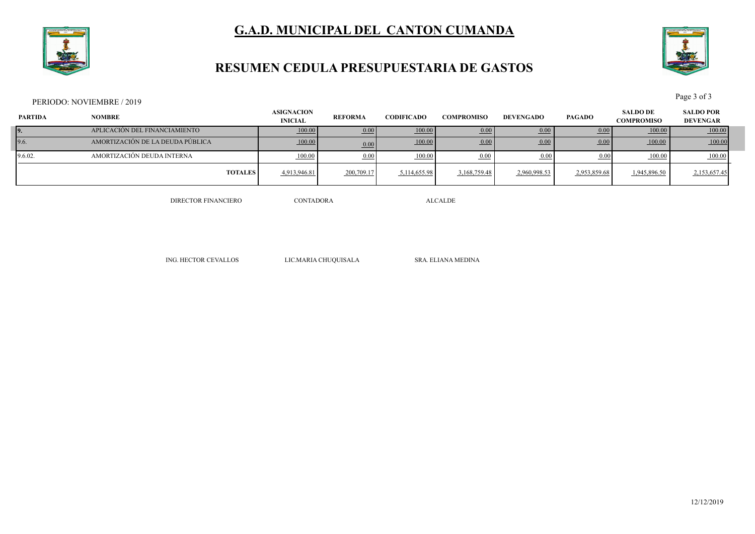# G.A.D. MUNICIPAL DEL CANTON CUMANDA

## RESUMEN CEDULA PRESUPUESTARIA DE GASTOS

PERIODO: NOVIEMBRE / 2019

| PARTIDA | NOMBRE | ASIGNACION INICIAL | REFORMA | CODIFICADO | COMPROMISO | DEVENGADO | PAGADO | SALDO DE COMPROMISO | SALDO POR DEVENGAR |
|---|---|---|---|---|---|---|---|---|---|
| 9. | APLICACIÓN DEL FINANCIAMIENTO | 100.00 | 0.00 | 100.00 | 0.00 | 0.00 | 0.00 | 100.00 | 100.00 |
| 9.6. | AMORTIZACIÓN DE LA DEUDA PÚBLICA | 100.00 | 0.00 | 100.00 | 0.00 | 0.00 | 0.00 | 100.00 | 100.00 |
| 9.6.02. | AMORTIZACIÓN DEUDA INTERNA | 100.00 | 0.00 | 100.00 | 0.00 | 0.00 | 0.00 | 100.00 | 100.00 |
| | **TOTALES** | 4,913,946.81 | 200,709.17 | 5,114,655.98 | 3,168,759.48 | 2,960,998.53 | 2,953,859.68 | 1,945,896.50 | 2,153,657.45 |

| DIRECTOR FINANCIERO | CONTADORA | ALCALDE |
|---|---|---|
| ING. HECTOR CEVALLOS | LIC.MARIA CHUQUISALA | SRA. ELIANA MEDINA |

12/12/2019